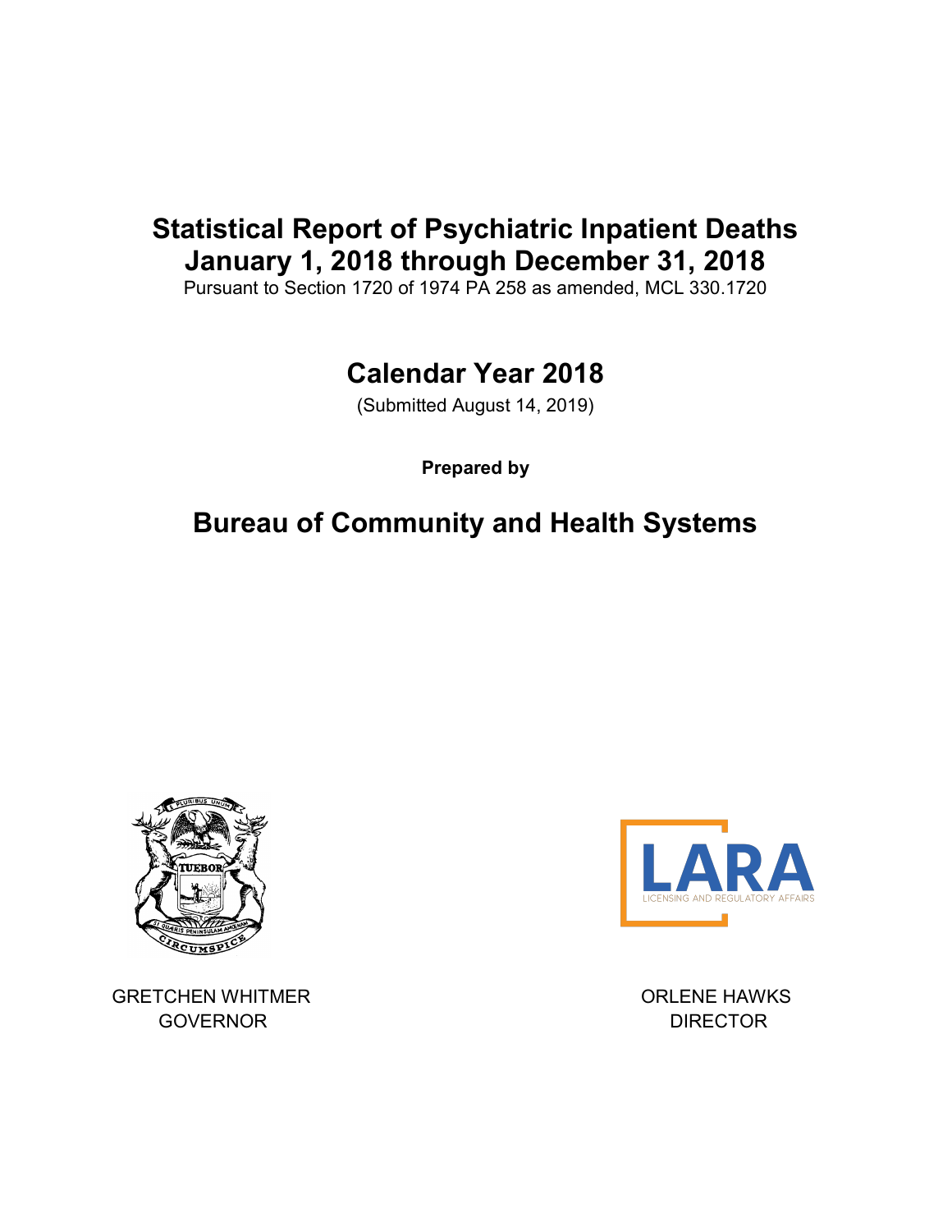# Statistical Report of Psychiatric Inpatient Deaths
# January 1, 2018 through December 31, 2018

Pursuant to Section 1720 of 1974 PA 258 as amended, MCL 330.1720

## Calendar Year 2018

(Submitted August 14, 2019)

**Prepared by**

## Bureau of Community and Health Systems

GRETCHEN WHITMER
GOVERNOR

ORLENE HAWKS
DIRECTOR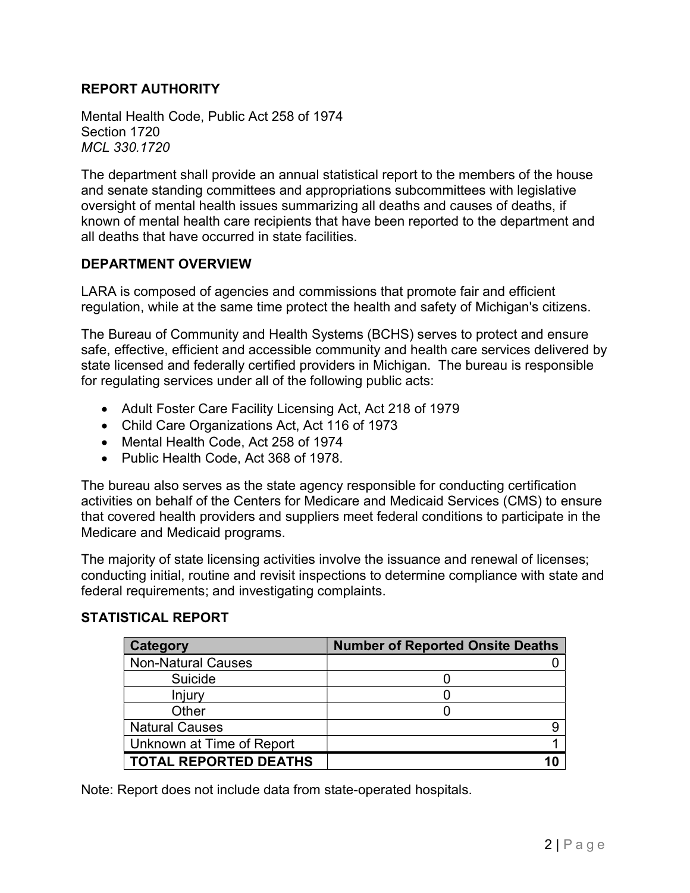## REPORT AUTHORITY

Mental Health Code, Public Act 258 of 1974
Section 1720
*MCL 330.1720*

The department shall provide an annual statistical report to the members of the house and senate standing committees and appropriations subcommittees with legislative oversight of mental health issues summarizing all deaths and causes of deaths, if known of mental health care recipients that have been reported to the department and all deaths that have occurred in state facilities.

## DEPARTMENT OVERVIEW

LARA is composed of agencies and commissions that promote fair and efficient regulation, while at the same time protect the health and safety of Michigan's citizens.

The Bureau of Community and Health Systems (BCHS) serves to protect and ensure safe, effective, efficient and accessible community and health care services delivered by state licensed and federally certified providers in Michigan. The bureau is responsible for regulating services under all of the following public acts:

- Adult Foster Care Facility Licensing Act, Act 218 of 1979
- Child Care Organizations Act, Act 116 of 1973
- Mental Health Code, Act 258 of 1974
- Public Health Code, Act 368 of 1978.

The bureau also serves as the state agency responsible for conducting certification activities on behalf of the Centers for Medicare and Medicaid Services (CMS) to ensure that covered health providers and suppliers meet federal conditions to participate in the Medicare and Medicaid programs.

The majority of state licensing activities involve the issuance and renewal of licenses; conducting initial, routine and revisit inspections to determine compliance with state and federal requirements; and investigating complaints.

## STATISTICAL REPORT

| Category | Number of Reported Onsite Deaths |
|---|---|
| Non-Natural Causes | 0 |
| Suicide | 0 |
| Injury | 0 |
| Other | 0 |
| Natural Causes | 9 |
| Unknown at Time of Report | 1 |
| **TOTAL REPORTED DEATHS** | **10** |

Note: Report does not include data from state-operated hospitals.